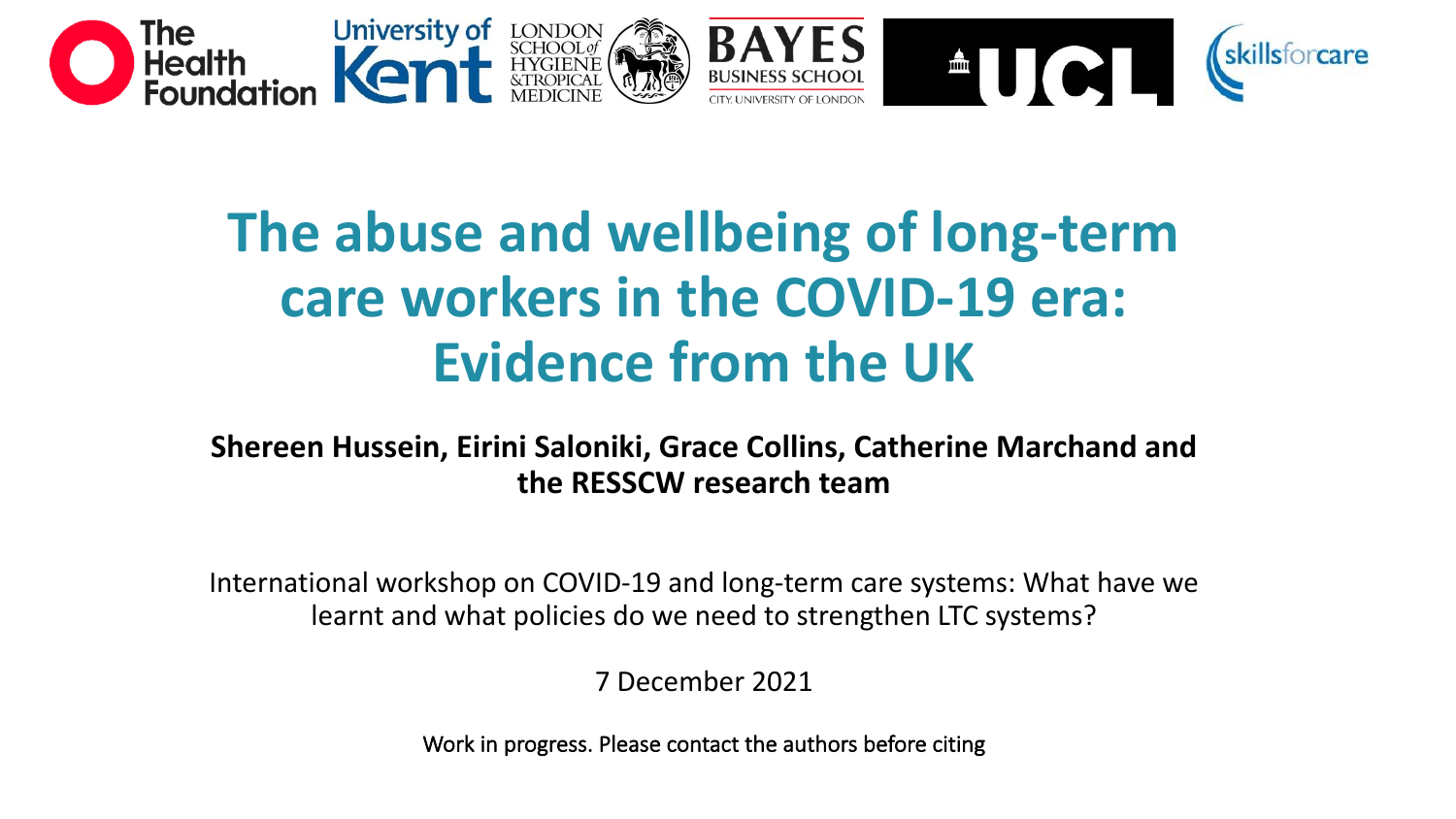# The abuse and wellbeing of long-term care workers in the COVID-19 era: Evidence from the UK

**Shereen Hussein, Eirini Saloniki, Grace Collins, Catherine Marchand and the RESSCW research team**

International workshop on COVID-19 and long-term care systems: What have we learnt and what policies do we need to strengthen LTC systems?

7 December 2021

Work in progress. Please contact the authors before citing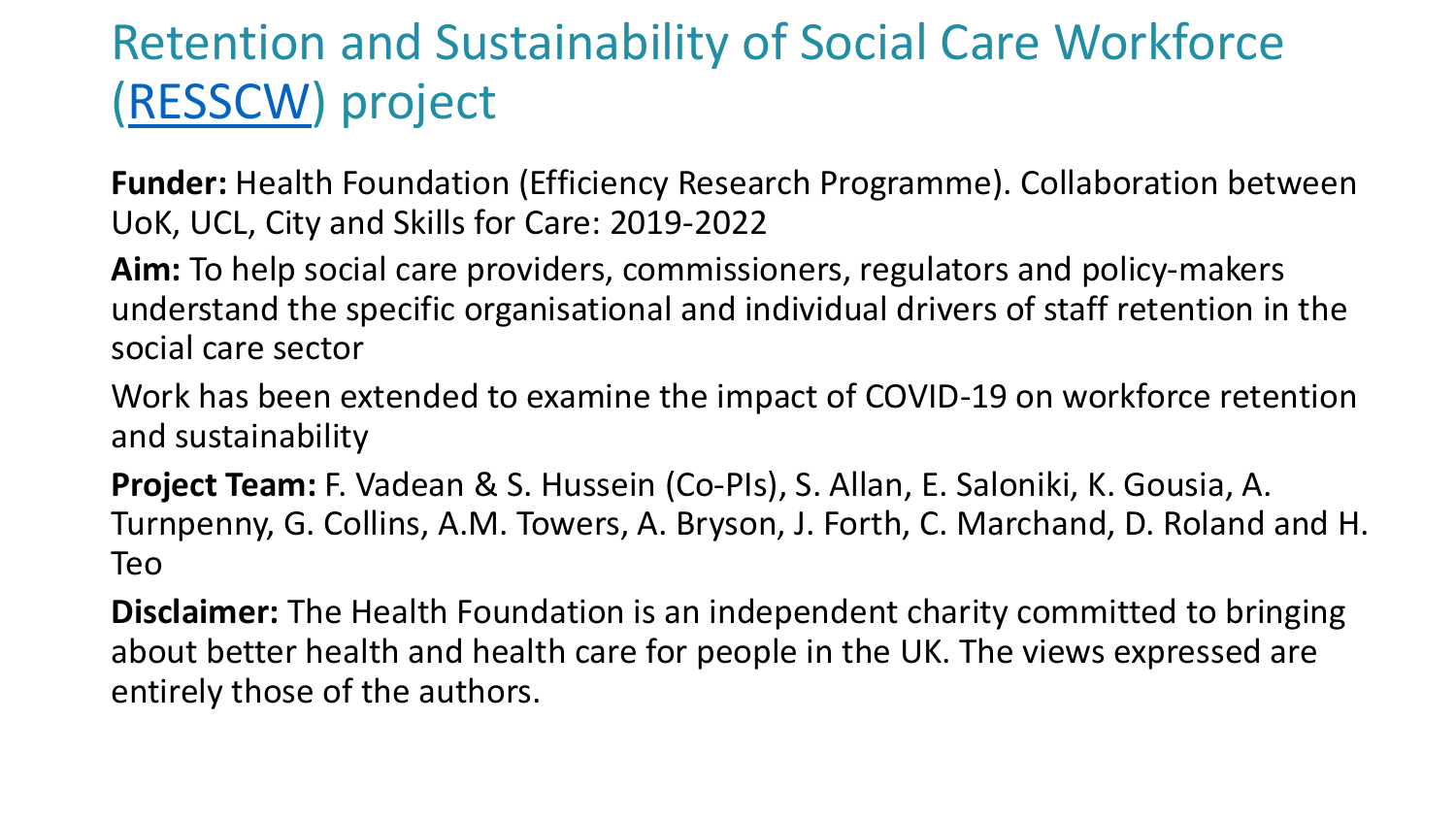# Retention and Sustainability of Social Care Workforce (RESSCW) project

**Funder:** Health Foundation (Efficiency Research Programme). Collaboration between UoK, UCL, City and Skills for Care: 2019-2022

**Aim:** To help social care providers, commissioners, regulators and policy-makers understand the specific organisational and individual drivers of staff retention in the social care sector

Work has been extended to examine the impact of COVID-19 on workforce retention and sustainability

**Project Team:** F. Vadean & S. Hussein (Co-PIs), S. Allan, E. Saloniki, K. Gousia, A. Turnpenny, G. Collins, A.M. Towers, A. Bryson, J. Forth, C. Marchand, D. Roland and H. Teo

**Disclaimer:** The Health Foundation is an independent charity committed to bringing about better health and health care for people in the UK. The views expressed are entirely those of the authors.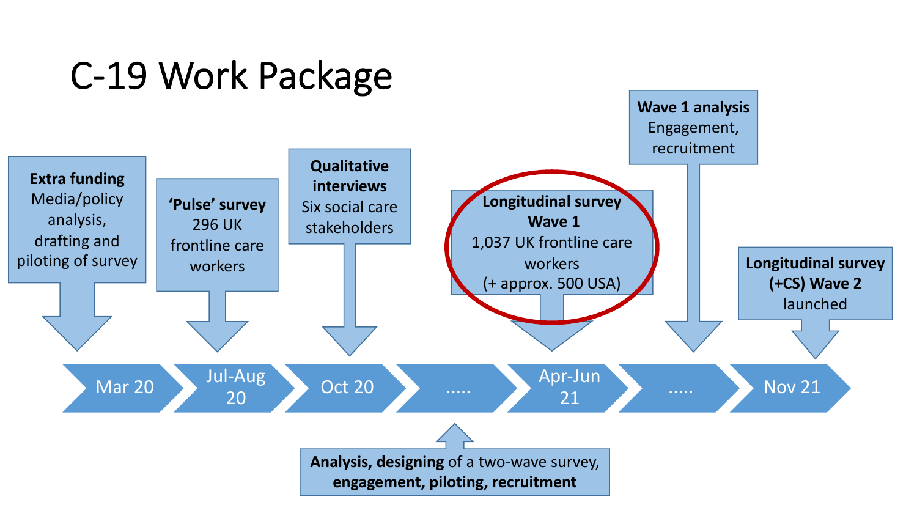# C-19 Work Package

- **Mar 20** — **Extra funding**: Media/policy analysis, drafting and piloting of survey
- **Jul-Aug 20** — **'Pulse' survey**: 296 UK frontline care workers
- **Oct 20** — **Qualitative interviews**: Six social care stakeholders
- **.....** — **Analysis, designing** of a two-wave survey, **engagement, piloting, recruitment**
- **Apr-Jun 21** — **Longitudinal survey Wave 1**: 1,037 UK frontline care workers (+ approx. 500 USA)
- **.....** — **Wave 1 analysis**: Engagement, recruitment
- **Nov 21** — **Longitudinal survey (+CS) Wave 2** launched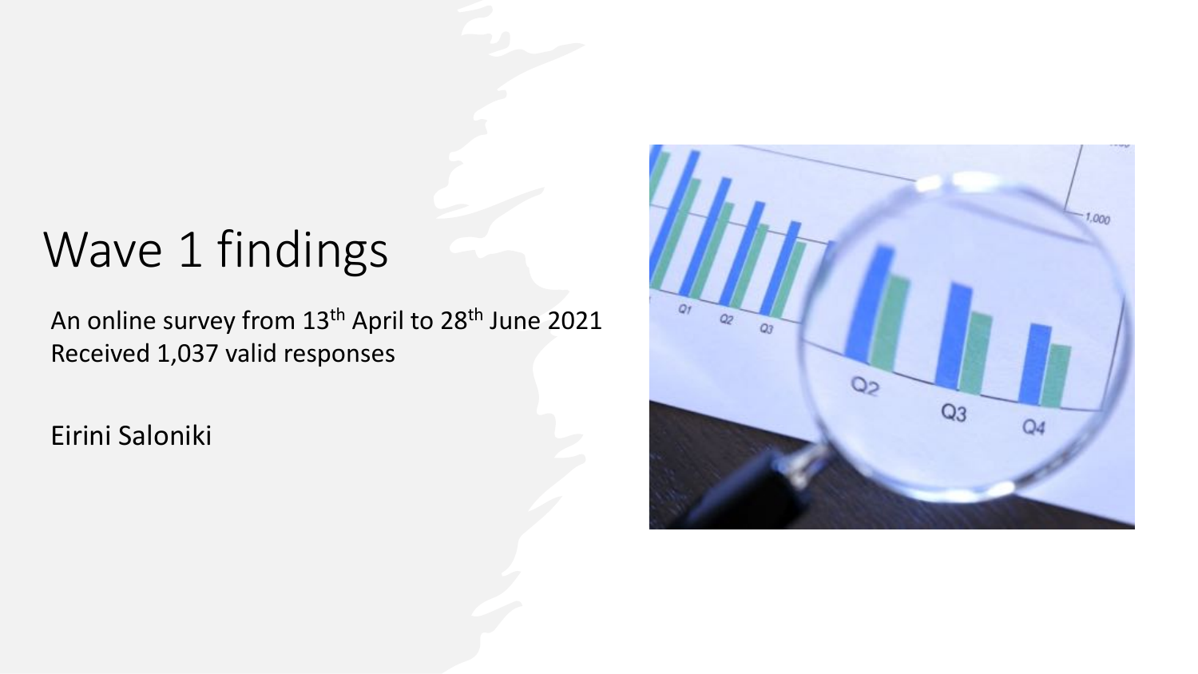# Wave 1 findings

An online survey from 13th April to 28th June 2021

Received 1,037 valid responses

Eirini Saloniki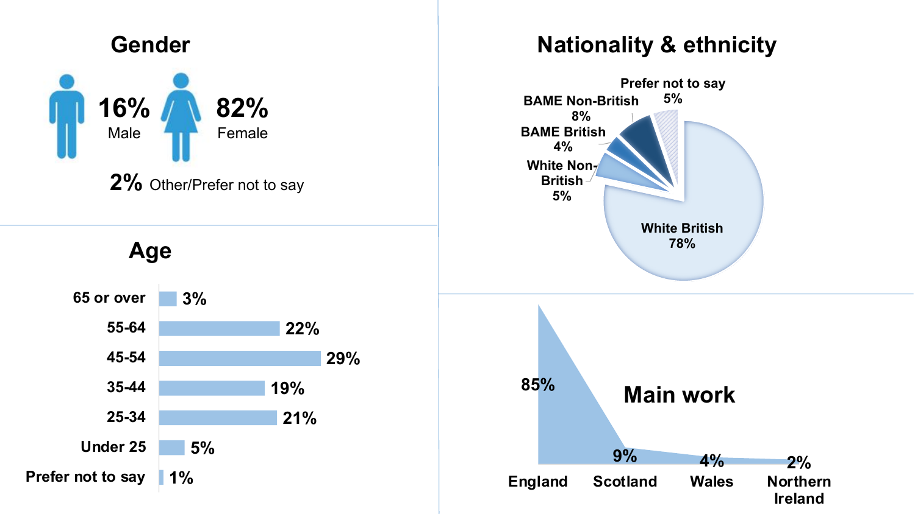## Gender

**16%** Male

**82%** Female

**2%** Other/Prefer not to say

## Nationality & ethnicity

| Category | % |
| --- | --- |
| White British | 78% |
| White Non-British | 5% |
| BAME British | 4% |
| BAME Non-British | 8% |
| Prefer not to say | 5% |

## Age

| Age | % |
| --- | --- |
| 65 or over | 3% |
| 55-64 | 22% |
| 45-54 | 29% |
| 35-44 | 19% |
| 25-34 | 21% |
| Under 25 | 5% |
| Prefer not to say | 1% |

## Main work

| Location | % |
| --- | --- |
| England | 85% |
| Scotland | 9% |
| Wales | 4% |
| Northern Ireland | 2% |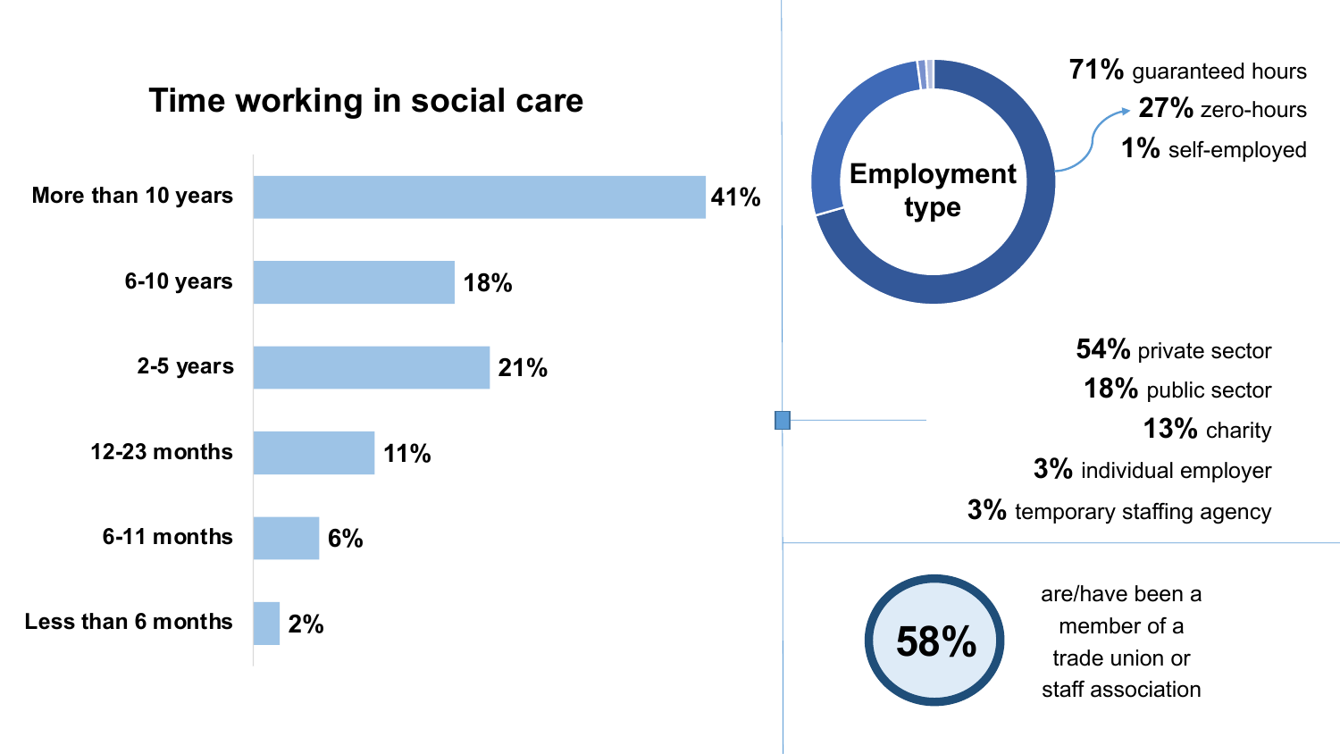## Time working in social care

| Time working in social care | % |
|---|---|
| More than 10 years | 41% |
| 6-10 years | 18% |
| 2-5 years | 21% |
| 12-23 months | 11% |
| 6-11 months | 6% |
| Less than 6 months | 2% |

## Employment type

**71%** guaranteed hours
**27%** zero-hours
**1%** self-employed

**54%** private sector
**18%** public sector
**13%** charity
**3%** individual employer
**3%** temporary staffing agency

**58%** are/have been a member of a trade union or staff association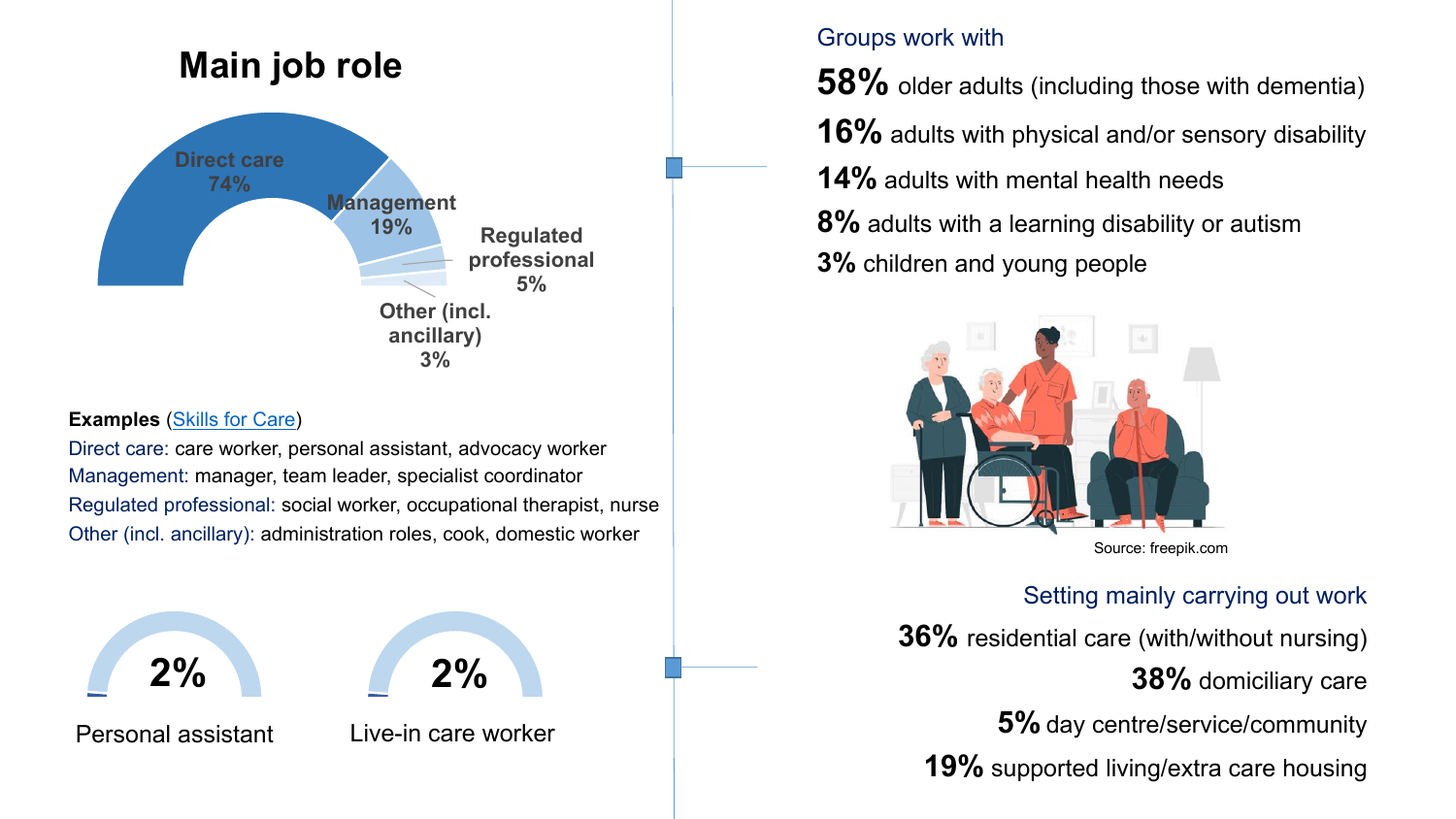## Main job role

- Direct care 74%
- Management 19%
- Regulated professional 5%
- Other (incl. ancillary) 3%

**Examples** ([Skills for Care](Skills for Care))

Direct care: care worker, personal assistant, advocacy worker
Management: manager, team leader, specialist coordinator
Regulated professional: social worker, occupational therapist, nurse
Other (incl. ancillary): administration roles, cook, domestic worker

**2%** Personal assistant

**2%** Live-in care worker

### Groups work with

**58%** older adults (including those with dementia)
**16%** adults with physical and/or sensory disability
**14%** adults with mental health needs
**8%** adults with a learning disability or autism
**3%** children and young people

Source: freepik.com

### Setting mainly carrying out work

**36%** residential care (with/without nursing)
**38%** domiciliary care
**5%** day centre/service/community
**19%** supported living/extra care housing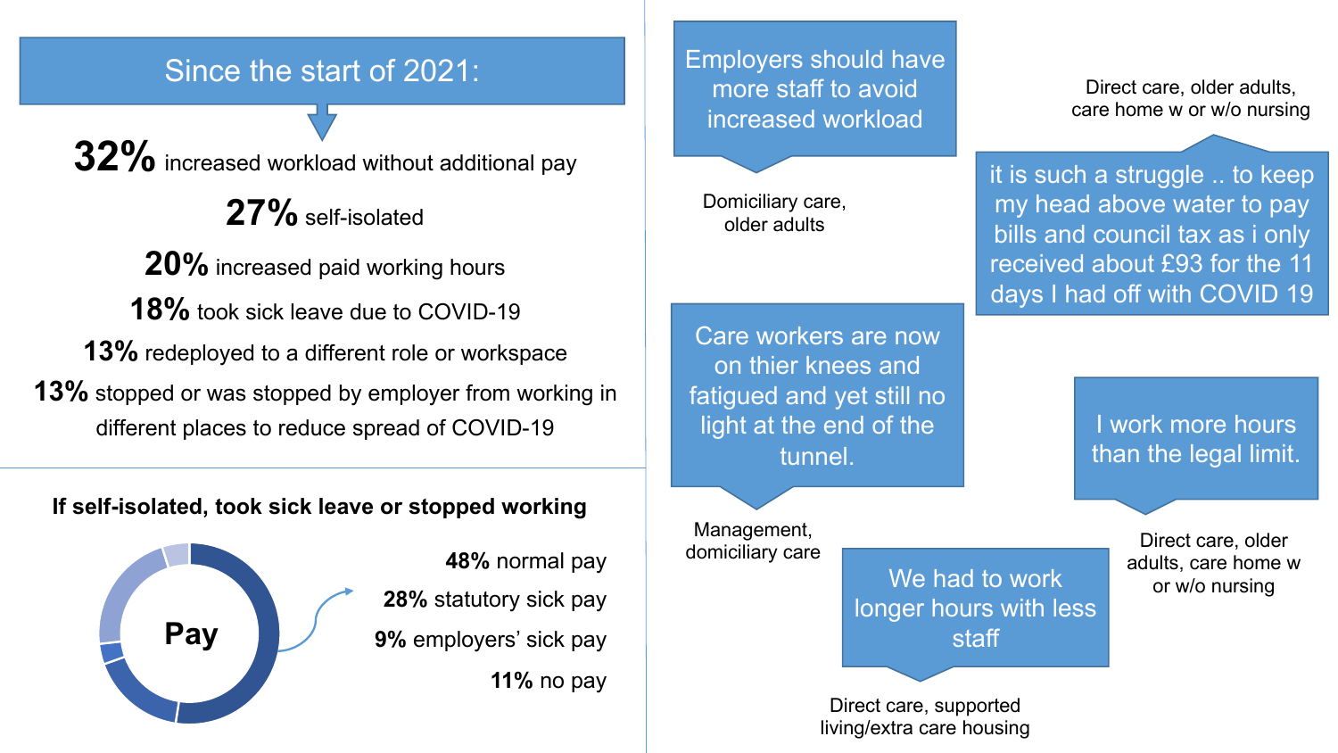## Since the start of 2021:

**32%** increased workload without additional pay

**27%** self-isolated

**20%** increased paid working hours

**18%** took sick leave due to COVID-19

**13%** redeployed to a different role or workspace

**13%** stopped or was stopped by employer from working in different places to reduce spread of COVID-19

### If self-isolated, took sick leave or stopped working

Pay

**48%** normal pay

**28%** statutory sick pay

**9%** employers' sick pay

**11%** no pay

> Employers should have more staff to avoid increased workload

Domiciliary care, older adults

> it is such a struggle .. to keep my head above water to pay bills and council tax as i only received about £93 for the 11 days I had off with COVID 19

Direct care, older adults, care home w or w/o nursing

> Care workers are now on thier knees and fatigued and yet still no light at the end of the tunnel.

Management, domiciliary care

> I work more hours than the legal limit.

Direct care, older adults, care home w or w/o nursing

> We had to work longer hours with less staff

Direct care, supported living/extra care housing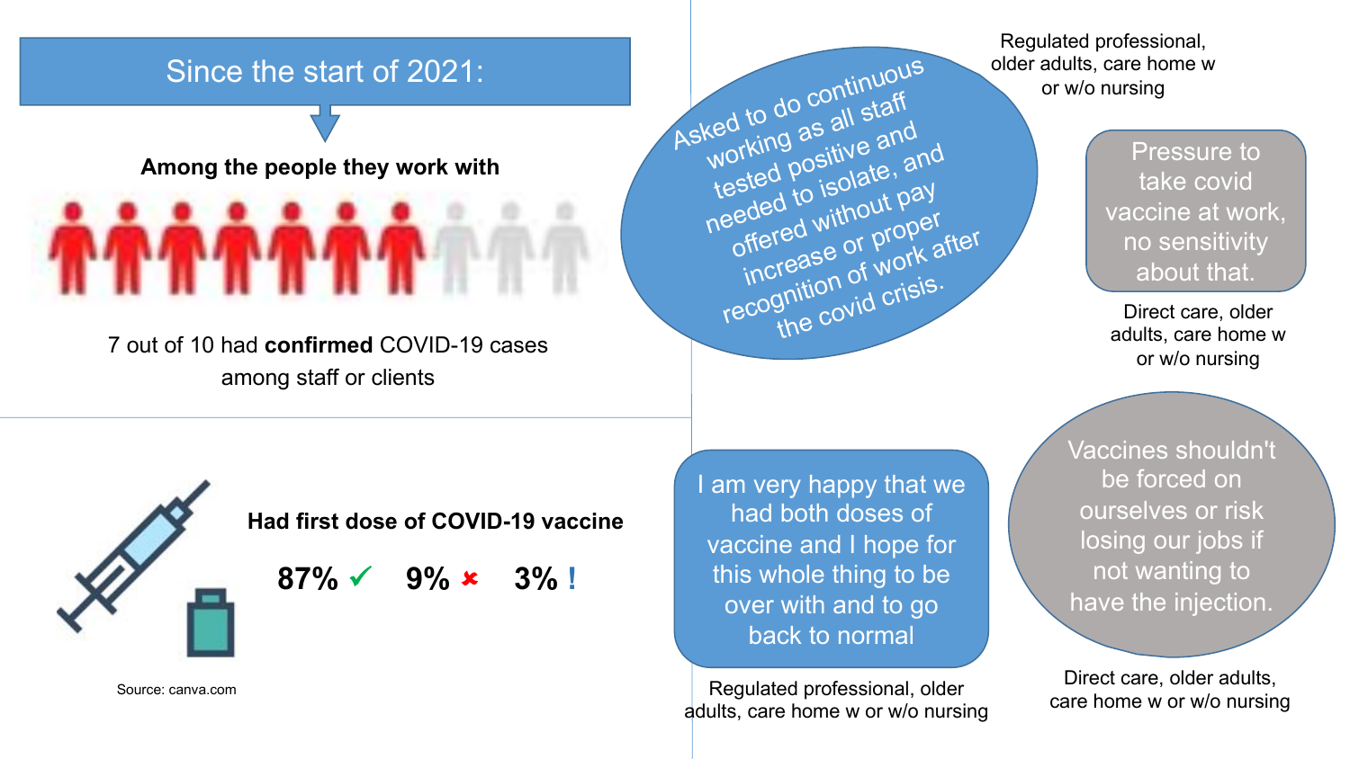## Since the start of 2021:

**Among the people they work with**

7 out of 10 had **confirmed** COVID-19 cases among staff or clients

**Had first dose of COVID-19 vaccine**

**87%** ✓ **9%** ✗ **3%** !

Source: canva.com

> Asked to do continuous working as all staff tested positive and needed to isolate, and offered without pay increase or proper recognition of work after the covid crisis.

Regulated professional, older adults, care home w or w/o nursing

> Pressure to take covid vaccine at work, no sensitivity about that.

Direct care, older adults, care home w or w/o nursing

> I am very happy that we had both doses of vaccine and I hope for this whole thing to be over with and to go back to normal

Regulated professional, older adults, care home w or w/o nursing

> Vaccines shouldn't be forced on ourselves or risk losing our jobs if not wanting to have the injection.

Direct care, older adults, care home w or w/o nursing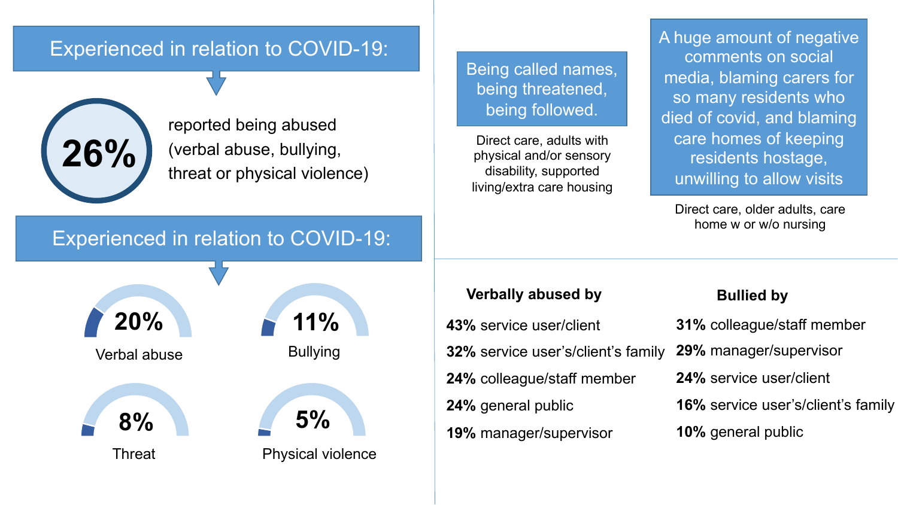## Experienced in relation to COVID-19:

**26%** reported being abused (verbal abuse, bullying, threat or physical violence)

## Experienced in relation to COVID-19:

**20%** Verbal abuse

**11%** Bullying

**8%** Threat

**5%** Physical violence

> Being called names, being threatened, being followed.

Direct care, adults with physical and/or sensory disability, supported living/extra care housing

> A huge amount of negative comments on social media, blaming carers for so many residents who died of covid, and blaming care homes of keeping residents hostage, unwilling to allow visits

Direct care, older adults, care home w or w/o nursing

**Verbally abused by**

- **43%** service user/client
- **32%** service user's/client's family
- **24%** colleague/staff member
- **24%** general public
- **19%** manager/supervisor

**Bullied by**

- **31%** colleague/staff member
- **29%** manager/supervisor
- **24%** service user/client
- **16%** service user's/client's family
- **10%** general public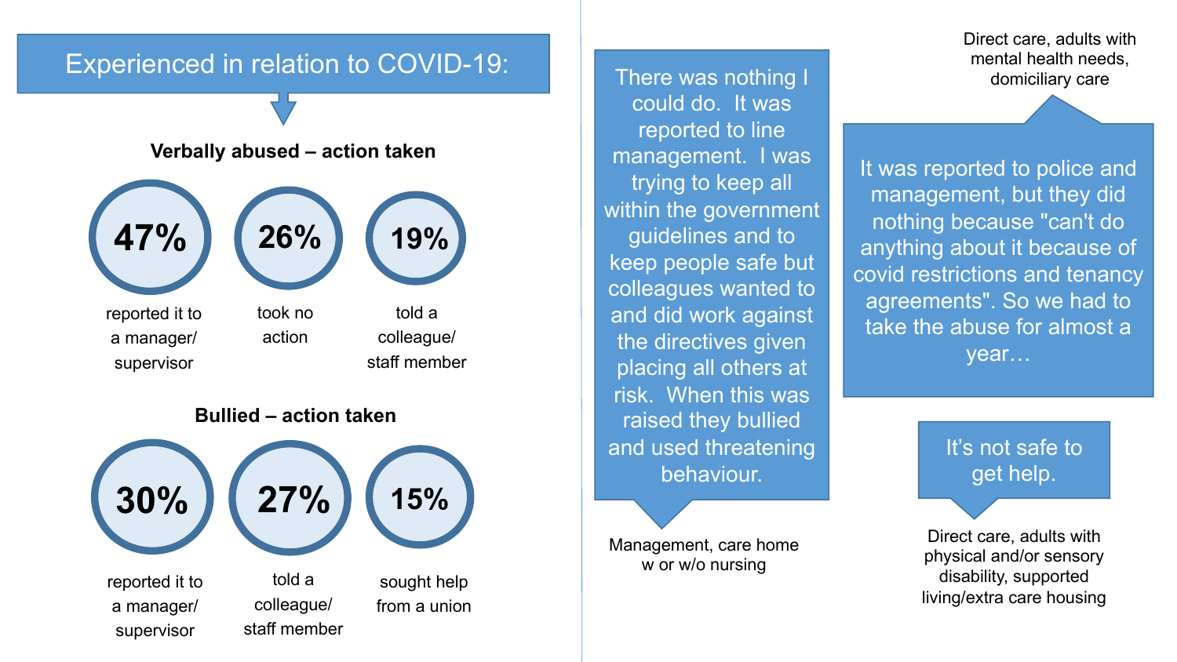## Experienced in relation to COVID-19:

### Verbally abused – action taken

- **47%** reported it to a manager/supervisor
- **26%** took no action
- **19%** told a colleague/staff member

### Bullied – action taken

- **30%** reported it to a manager/supervisor
- **27%** told a colleague/staff member
- **15%** sought help from a union

> There was nothing I could do. It was reported to line management. I was trying to keep all within the government guidelines and to keep people safe but colleagues wanted to and did work against the directives given placing all others at risk. When this was raised they bullied and used threatening behaviour.

Management, care home w or w/o nursing

> It was reported to police and management, but they did nothing because "can't do anything about it because of covid restrictions and tenancy agreements". So we had to take the abuse for almost a year…

Direct care, adults with mental health needs, domiciliary care

> It's not safe to get help.

Direct care, adults with physical and/or sensory disability, supported living/extra care housing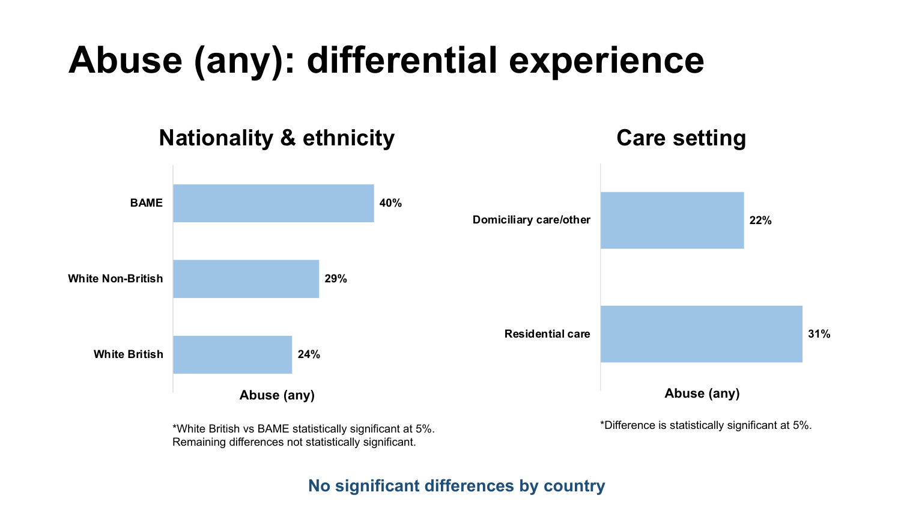# Abuse (any): differential experience

## Nationality & ethnicity

| | Abuse (any) |
|---|---|
| BAME | 40% |
| White Non-British | 29% |
| White British | 24% |

*White British vs BAME statistically significant at 5%. Remaining differences not statistically significant.

## Care setting

| | Abuse (any) |
|---|---|
| Domiciliary care/other | 22% |
| Residential care | 31% |

*Difference is statistically significant at 5%.

**No significant differences by country**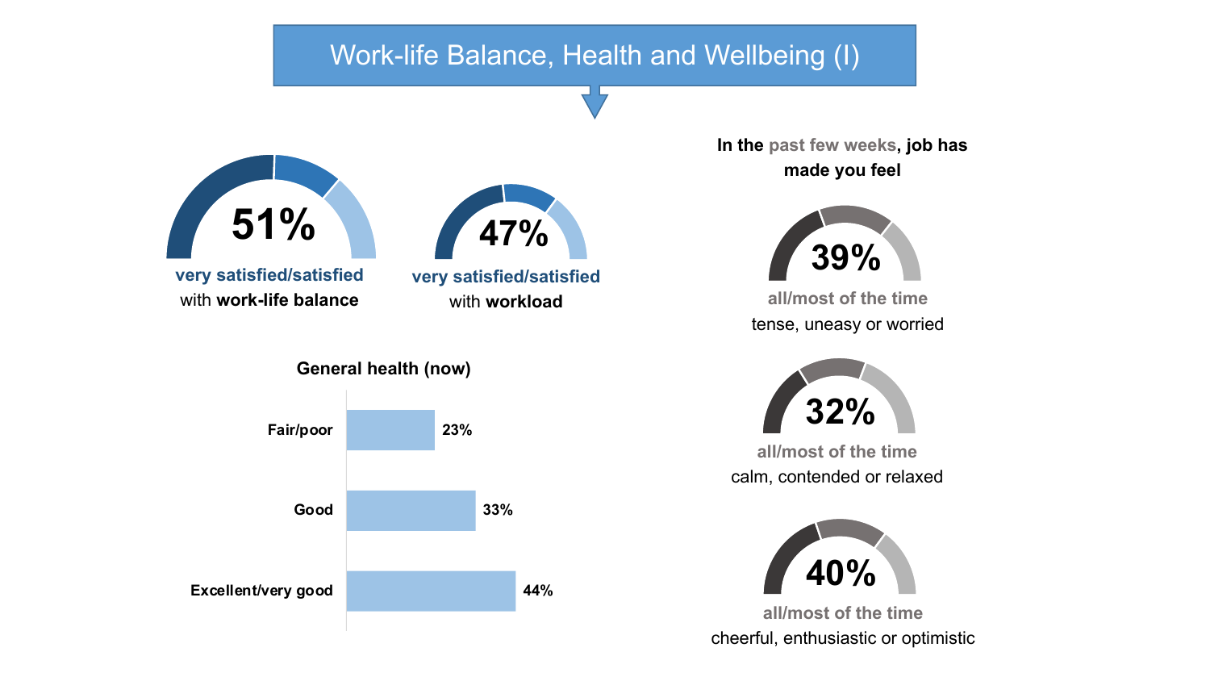# Work-life Balance, Health and Wellbeing (I)

**51%** **very satisfied/satisfied** with **work-life balance**

**47%** **very satisfied/satisfied** with **workload**

**General health (now)**

| General health (now) | % |
| --- | --- |
| Fair/poor | 23% |
| Good | 33% |
| Excellent/very good | 44% |

**In the past few weeks, job has made you feel**

**39%** **all/most of the time** tense, uneasy or worried

**32%** **all/most of the time** calm, contended or relaxed

**40%** **all/most of the time** cheerful, enthusiastic or optimistic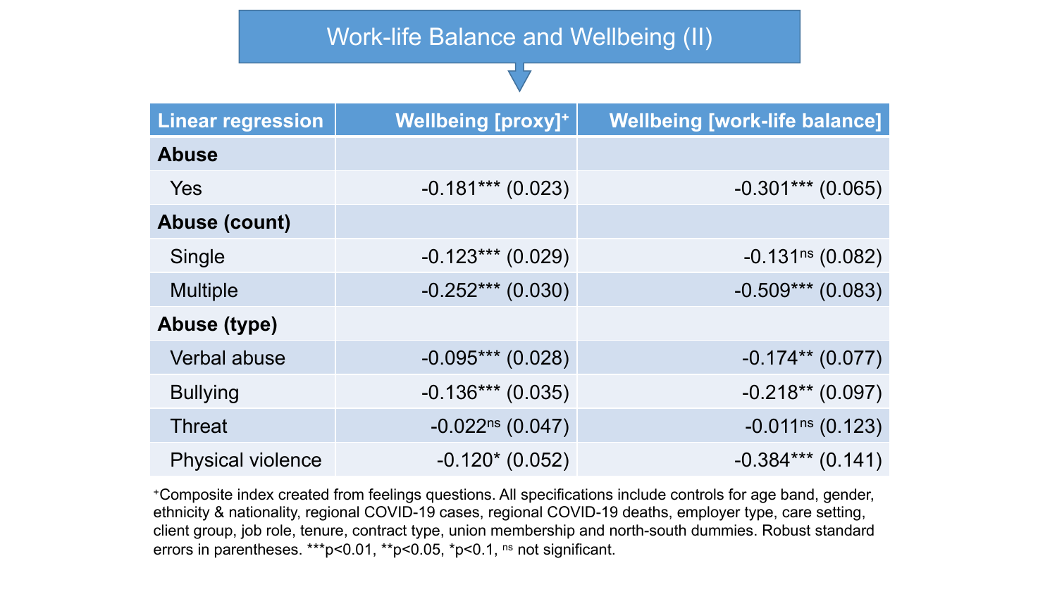# Work-life Balance and Wellbeing (II)

| Linear regression | Wellbeing [proxy][+] | Wellbeing [work-life balance] |
|---|---|---|
| **Abuse** | | |
| Yes | -0.181*** (0.023) | -0.301*** (0.065) |
| **Abuse (count)** | | |
| Single | -0.123*** (0.029) | -0.131[ns] (0.082) |
| Multiple | -0.252*** (0.030) | -0.509*** (0.083) |
| **Abuse (type)** | | |
| Verbal abuse | -0.095*** (0.028) | -0.174** (0.077) |
| Bullying | -0.136*** (0.035) | -0.218** (0.097) |
| Threat | -0.022[ns] (0.047) | -0.011[ns] (0.123) |
| Physical violence | -0.120* (0.052) | -0.384*** (0.141) |

[+]Composite index created from feelings questions. All specifications include controls for age band, gender, ethnicity & nationality, regional COVID-19 cases, regional COVID-19 deaths, employer type, care setting, client group, job role, tenure, contract type, union membership and north-south dummies. Robust standard errors in parentheses. ***p<0.01, **p<0.05, *p<0.1, [ns] not significant.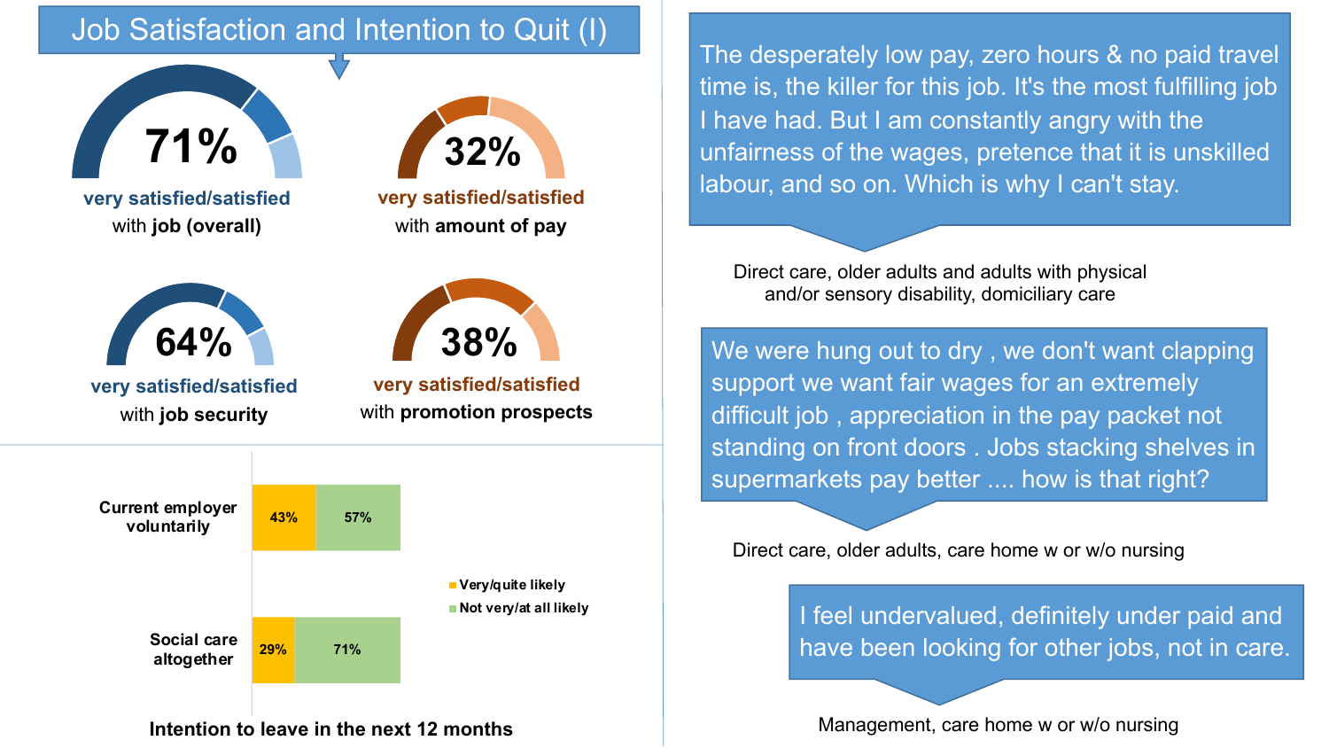# Job Satisfaction and Intention to Quit (I)

**71%** very satisfied/satisfied with **job (overall)**

**32%** very satisfied/satisfied with **amount of pay**

**64%** very satisfied/satisfied with **job security**

**38%** very satisfied/satisfied with **promotion prospects**

**Intention to leave in the next 12 months**

| | Very/quite likely | Not very/at all likely |
|---|---|---|
| Current employer voluntarily | 43% | 57% |
| Social care altogether | 29% | 71% |

> The desperately low pay, zero hours & no paid travel time is, the killer for this job. It's the most fulfilling job I have had. But I am constantly angry with the unfairness of the wages, pretence that it is unskilled labour, and so on. Which is why I can't stay.

Direct care, older adults and adults with physical and/or sensory disability, domiciliary care

> We were hung out to dry , we don't want clapping support we want fair wages for an extremely difficult job , appreciation in the pay packet not standing on front doors . Jobs stacking shelves in supermarkets pay better .... how is that right?

Direct care, older adults, care home w or w/o nursing

> I feel undervalued, definitely under paid and have been looking for other jobs, not in care.

Management, care home w or w/o nursing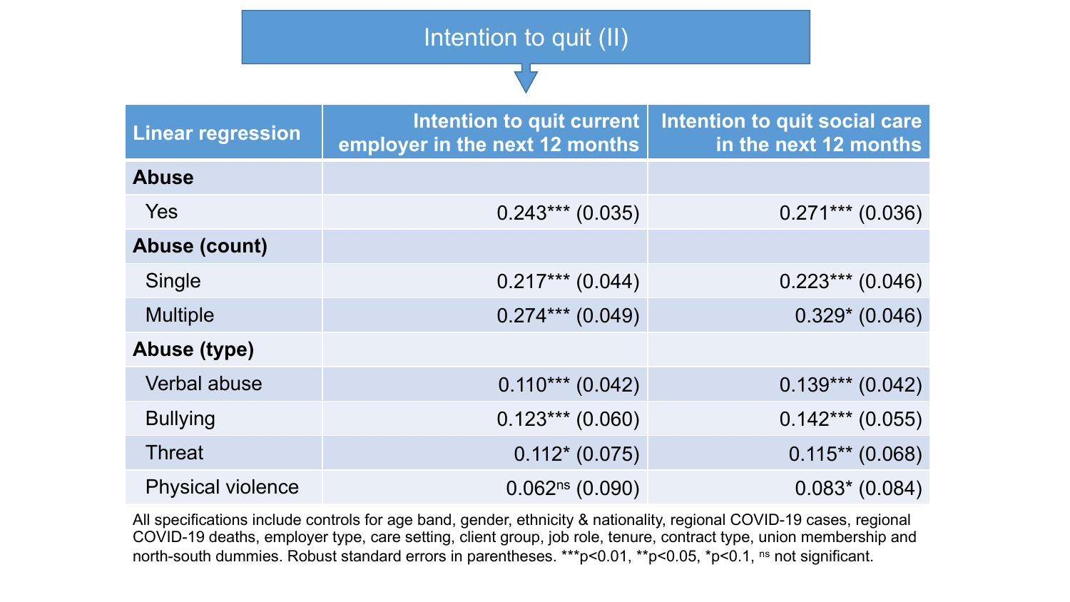# Intention to quit (II)

| Linear regression | Intention to quit current employer in the next 12 months | Intention to quit social care in the next 12 months |
|---|---|---|
| **Abuse** | | |
| Yes | 0.243*** (0.035) | 0.271*** (0.036) |
| **Abuse (count)** | | |
| Single | 0.217*** (0.044) | 0.223*** (0.046) |
| Multiple | 0.274*** (0.049) | 0.329* (0.046) |
| **Abuse (type)** | | |
| Verbal abuse | 0.110*** (0.042) | 0.139*** (0.042) |
| Bullying | 0.123*** (0.060) | 0.142*** (0.055) |
| Threat | 0.112* (0.075) | 0.115** (0.068) |
| Physical violence | 0.062$^{ns}$ (0.090) | 0.083* (0.084) |

All specifications include controls for age band, gender, ethnicity & nationality, regional COVID-19 cases, regional COVID-19 deaths, employer type, care setting, client group, job role, tenure, contract type, union membership and north-south dummies. Robust standard errors in parentheses. ***p<0.01, **p<0.05, *p<0.1, $^{ns}$ not significant.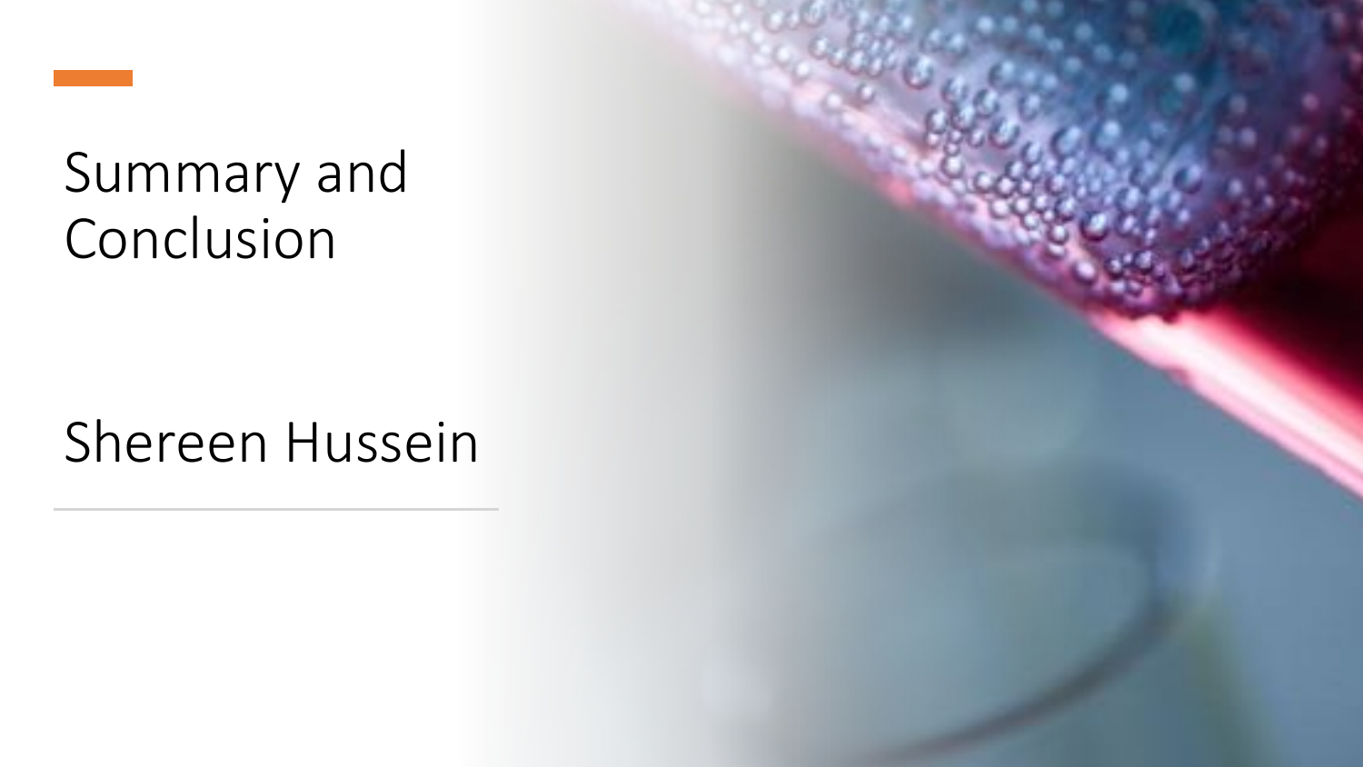# Summary and Conclusion

Shereen Hussein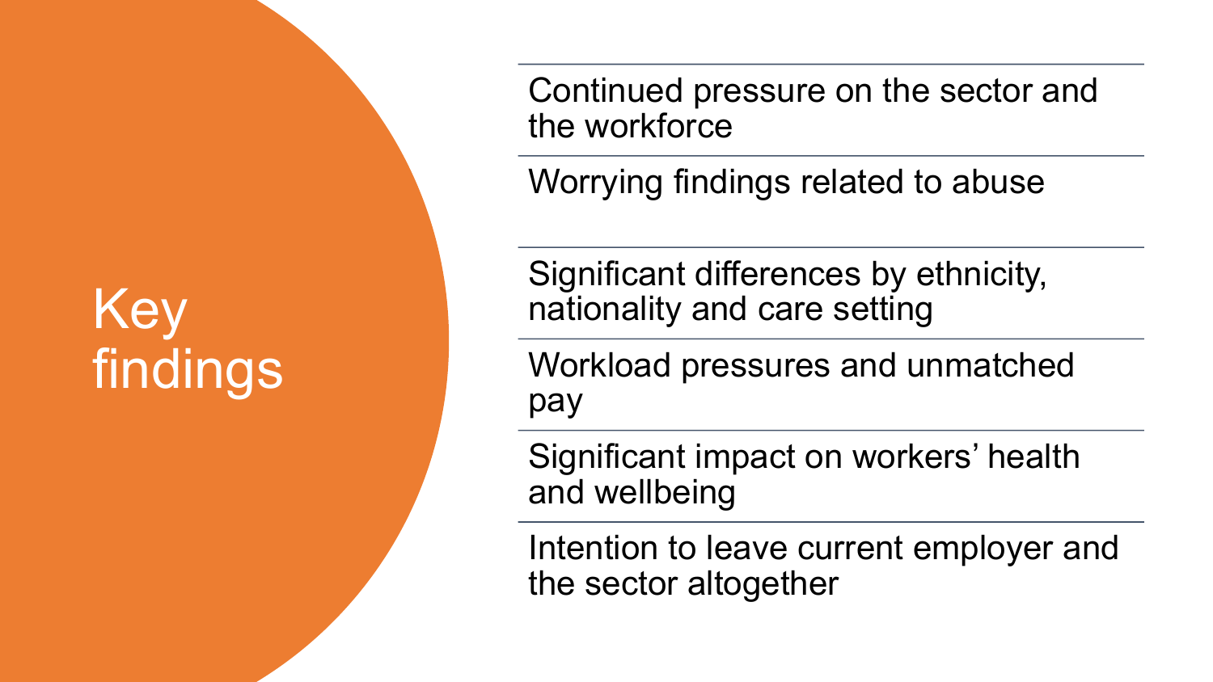# Key findings

- Continued pressure on the sector and the workforce
- Worrying findings related to abuse
- Significant differences by ethnicity, nationality and care setting
- Workload pressures and unmatched pay
- Significant impact on workers' health and wellbeing
- Intention to leave current employer and the sector altogether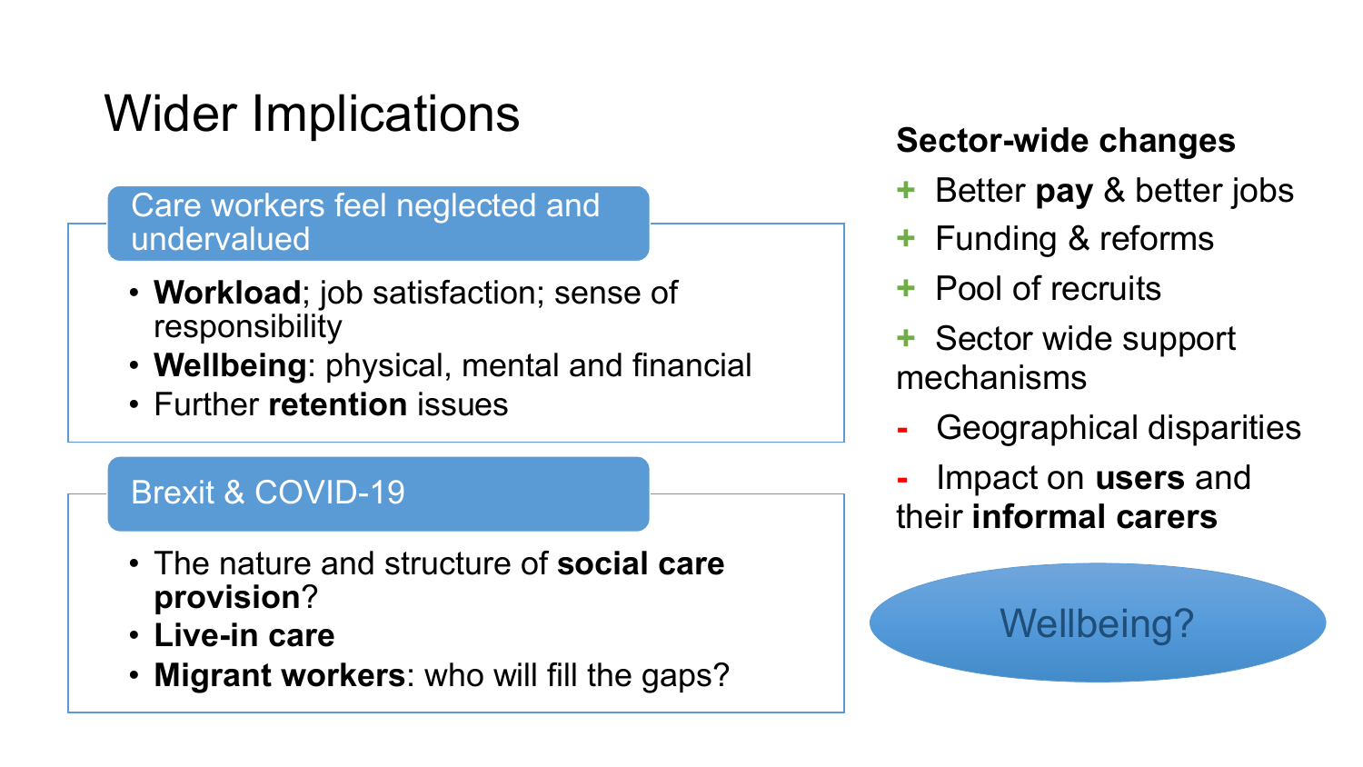# Wider Implications

## Care workers feel neglected and undervalued

- **Workload**; job satisfaction; sense of responsibility
- **Wellbeing**: physical, mental and financial
- Further **retention** issues

## Brexit & COVID-19

- The nature and structure of **social care provision**?
- **Live-in care**
- **Migrant workers**: who will fill the gaps?

**Sector-wide changes**

+ Better **pay** & better jobs
+ Funding & reforms
+ Pool of recruits
+ Sector wide support mechanisms

- Geographical disparities
- Impact on **users** and their **informal carers**

Wellbeing?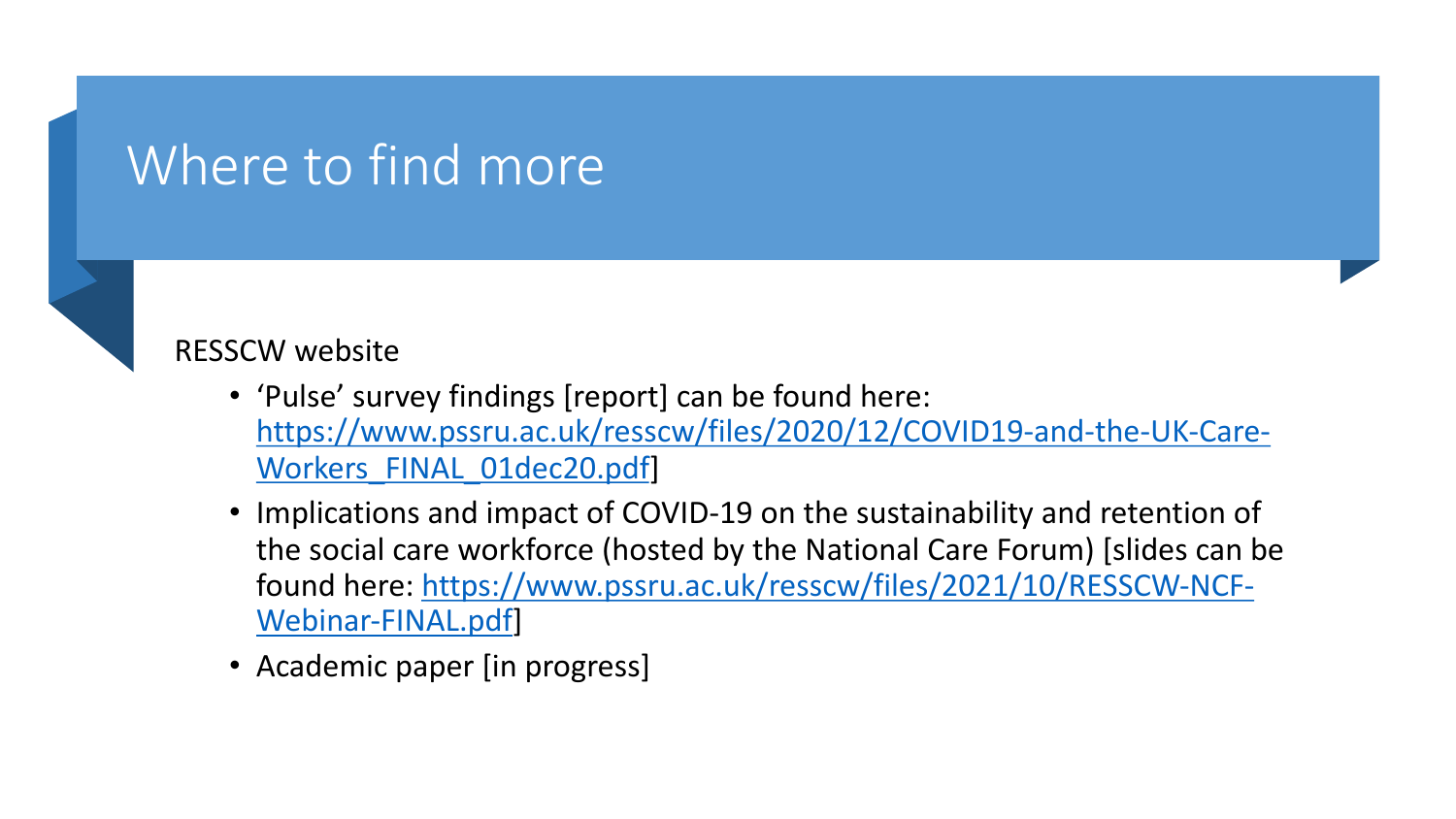# Where to find more

RESSCW website

- 'Pulse' survey findings [report] can be found here: https://www.pssru.ac.uk/resscw/files/2020/12/COVID19-and-the-UK-Care-Workers_FINAL_01dec20.pdf]
- Implications and impact of COVID-19 on the sustainability and retention of the social care workforce (hosted by the National Care Forum) [slides can be found here: https://www.pssru.ac.uk/resscw/files/2021/10/RESSCW-NCF-Webinar-FINAL.pdf]
- Academic paper [in progress]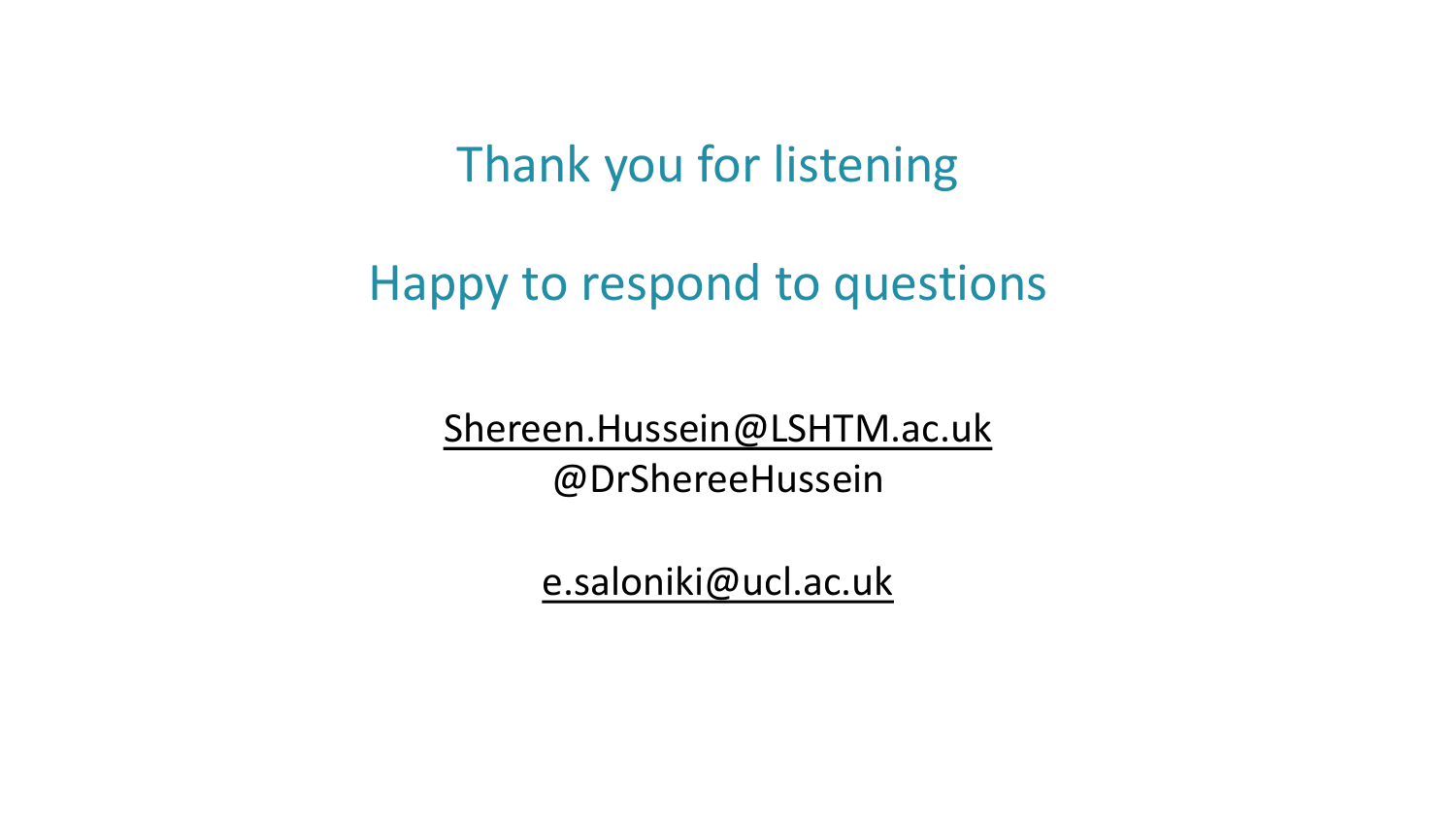Thank you for listening

Happy to respond to questions

Shereen.Hussein@LSHTM.ac.uk
@DrShereeHussein

e.saloniki@ucl.ac.uk